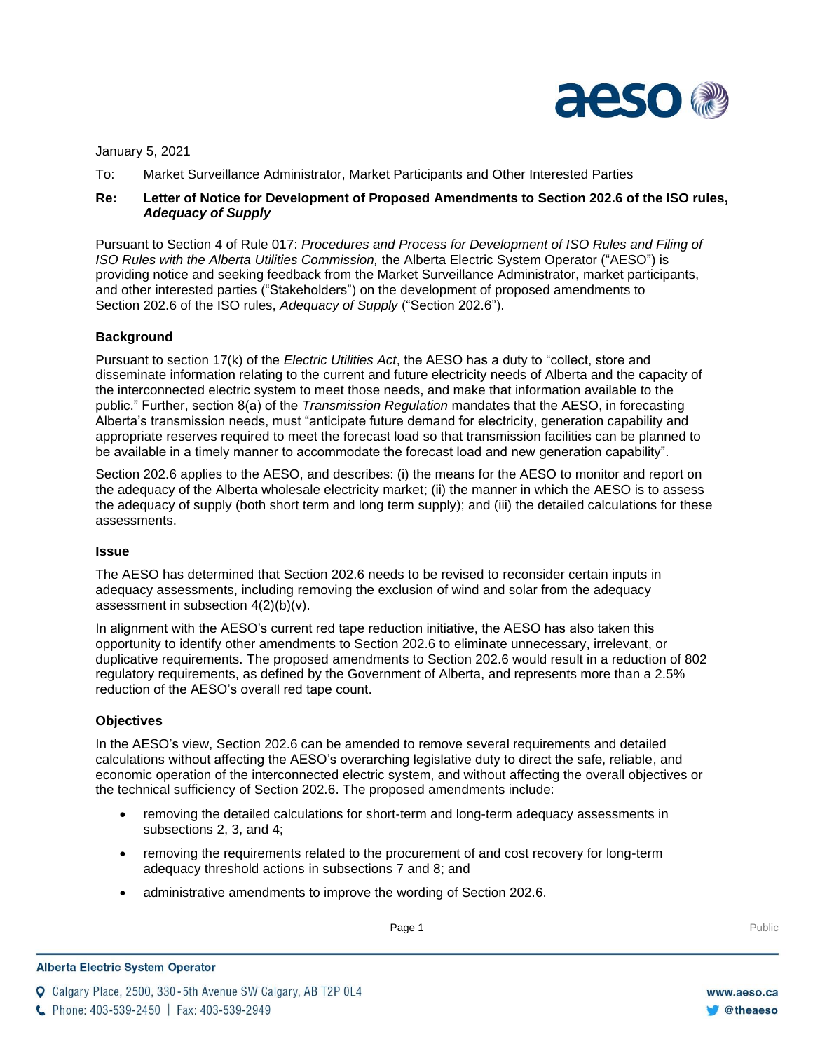January 5, 2021

To: Market Surveillance Administrator, Market Participants and Other Interested Parties

**Re: Letter of Notice for Development of Proposed Amendments to Section 202.6 of the ISO rules, *Adequacy of Supply***

Pursuant to Section 4 of Rule 017: *Procedures and Process for Development of ISO Rules and Filing of ISO Rules with the Alberta Utilities Commission,* the Alberta Electric System Operator ("AESO") is providing notice and seeking feedback from the Market Surveillance Administrator, market participants, and other interested parties ("Stakeholders") on the development of proposed amendments to Section 202.6 of the ISO rules, *Adequacy of Supply* ("Section 202.6").

**Background**

Pursuant to section 17(k) of the *Electric Utilities Act*, the AESO has a duty to "collect, store and disseminate information relating to the current and future electricity needs of Alberta and the capacity of the interconnected electric system to meet those needs, and make that information available to the public." Further, section 8(a) of the *Transmission Regulation* mandates that the AESO, in forecasting Alberta's transmission needs, must "anticipate future demand for electricity, generation capability and appropriate reserves required to meet the forecast load so that transmission facilities can be planned to be available in a timely manner to accommodate the forecast load and new generation capability".

Section 202.6 applies to the AESO, and describes: (i) the means for the AESO to monitor and report on the adequacy of the Alberta wholesale electricity market; (ii) the manner in which the AESO is to assess the adequacy of supply (both short term and long term supply); and (iii) the detailed calculations for these assessments.

**Issue**

The AESO has determined that Section 202.6 needs to be revised to reconsider certain inputs in adequacy assessments, including removing the exclusion of wind and solar from the adequacy assessment in subsection 4(2)(b)(v).

In alignment with the AESO's current red tape reduction initiative, the AESO has also taken this opportunity to identify other amendments to Section 202.6 to eliminate unnecessary, irrelevant, or duplicative requirements. The proposed amendments to Section 202.6 would result in a reduction of 802 regulatory requirements, as defined by the Government of Alberta, and represents more than a 2.5% reduction of the AESO's overall red tape count.

**Objectives**

In the AESO's view, Section 202.6 can be amended to remove several requirements and detailed calculations without affecting the AESO's overarching legislative duty to direct the safe, reliable, and economic operation of the interconnected electric system, and without affecting the overall objectives or the technical sufficiency of Section 202.6. The proposed amendments include:

- removing the detailed calculations for short-term and long-term adequacy assessments in subsections 2, 3, and 4;
- removing the requirements related to the procurement of and cost recovery for long-term adequacy threshold actions in subsections 7 and 8; and
- administrative amendments to improve the wording of Section 202.6.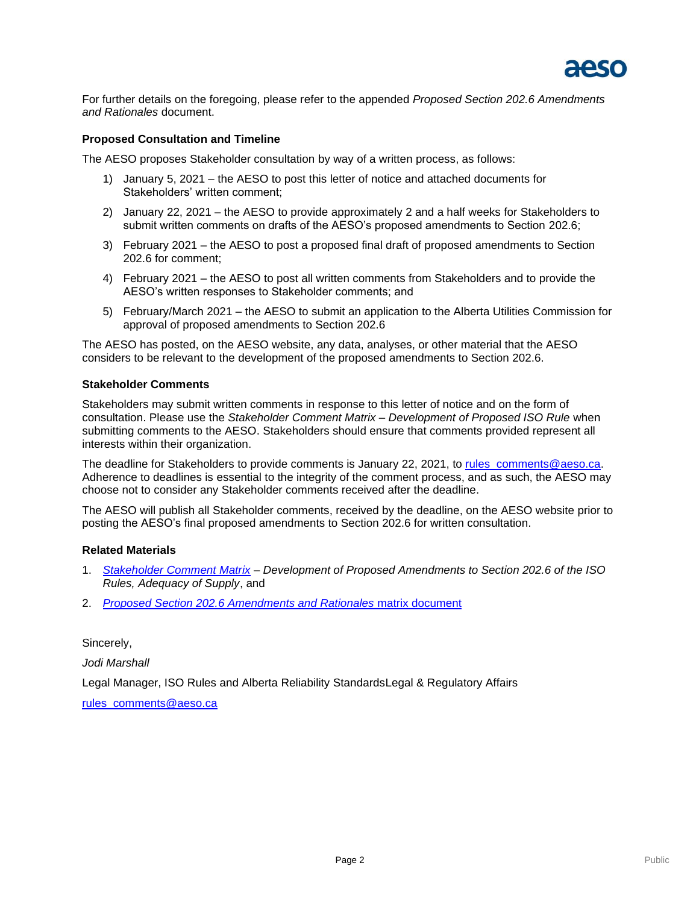For further details on the foregoing, please refer to the appended *Proposed Section 202.6 Amendments and Rationales* document.

### Proposed Consultation and Timeline

The AESO proposes Stakeholder consultation by way of a written process, as follows:

1) January 5, 2021 – the AESO to post this letter of notice and attached documents for Stakeholders' written comment;
2) January 22, 2021 – the AESO to provide approximately 2 and a half weeks for Stakeholders to submit written comments on drafts of the AESO's proposed amendments to Section 202.6;
3) February 2021 – the AESO to post a proposed final draft of proposed amendments to Section 202.6 for comment;
4) February 2021 – the AESO to post all written comments from Stakeholders and to provide the AESO's written responses to Stakeholder comments; and
5) February/March 2021 – the AESO to submit an application to the Alberta Utilities Commission for approval of proposed amendments to Section 202.6

The AESO has posted, on the AESO website, any data, analyses, or other material that the AESO considers to be relevant to the development of the proposed amendments to Section 202.6.

### Stakeholder Comments

Stakeholders may submit written comments in response to this letter of notice and on the form of consultation. Please use the *Stakeholder Comment Matrix – Development of Proposed ISO Rule* when submitting comments to the AESO. Stakeholders should ensure that comments provided represent all interests within their organization.

The deadline for Stakeholders to provide comments is January 22, 2021, to rules_comments@aeso.ca. Adherence to deadlines is essential to the integrity of the comment process, and as such, the AESO may choose not to consider any Stakeholder comments received after the deadline.

The AESO will publish all Stakeholder comments, received by the deadline, on the AESO website prior to posting the AESO's final proposed amendments to Section 202.6 for written consultation.

### Related Materials

1. *Stakeholder Comment Matrix – Development of Proposed Amendments to Section 202.6 of the ISO Rules, Adequacy of Supply*, and
2. *Proposed Section 202.6 Amendments and Rationales* matrix document

Sincerely,

*Jodi Marshall*

Legal Manager, ISO Rules and Alberta Reliability StandardsLegal & Regulatory Affairs

rules_comments@aeso.ca